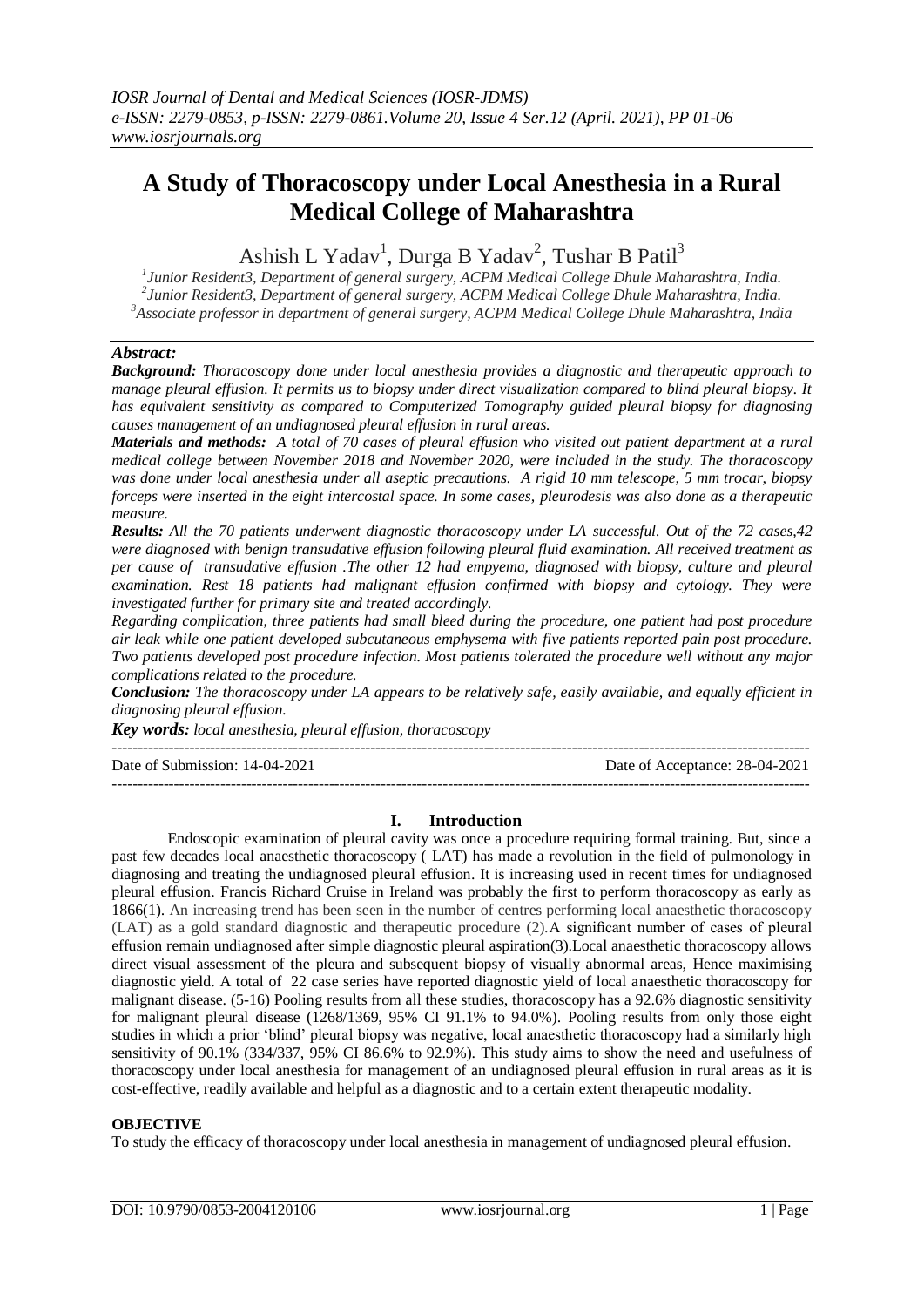# A Study of Thoracoscopy under Local Anesthesia in a Rural Medical College of Maharashtra

Ashish L Yadav[1], Durga B Yadav[2], Tushar B Patil[3]

[1]*Junior Resident3, Department of general surgery, ACPM Medical College Dhule Maharashtra, India.*
[2]*Junior Resident3, Department of general surgery, ACPM Medical College Dhule Maharashtra, India.*
[3]*Associate professor in department of general surgery, ACPM Medical College Dhule Maharashtra, India*

## *Abstract:*

***Background:*** *Thoracoscopy done under local anesthesia provides a diagnostic and therapeutic approach to manage pleural effusion. It permits us to biopsy under direct visualization compared to blind pleural biopsy. It has equivalent sensitivity as compared to Computerized Tomography guided pleural biopsy for diagnosing causes management of an undiagnosed pleural effusion in rural areas.*

***Materials and methods:*** *A total of 70 cases of pleural effusion who visited out patient department at a rural medical college between November 2018 and November 2020, were included in the study. The thoracoscopy was done under local anesthesia under all aseptic precautions. A rigid 10 mm telescope, 5 mm trocar, biopsy forceps were inserted in the eight intercostal space. In some cases, pleurodesis was also done as a therapeutic measure.*

***Results:*** *All the 70 patients underwent diagnostic thoracoscopy under LA successful. Out of the 72 cases,42 were diagnosed with benign transudative effusion following pleural fluid examination. All received treatment as per cause of transudative effusion .The other 12 had empyema, diagnosed with biopsy, culture and pleural examination. Rest 18 patients had malignant effusion confirmed with biopsy and cytology. They were investigated further for primary site and treated accordingly.*

*Regarding complication, three patients had small bleed during the procedure, one patient had post procedure air leak while one patient developed subcutaneous emphysema with five patients reported pain post procedure. Two patients developed post procedure infection. Most patients tolerated the procedure well without any major complications related to the procedure.*

***Conclusion:*** *The thoracoscopy under LA appears to be relatively safe, easily available, and equally efficient in diagnosing pleural effusion.*

***Key words:*** *local anesthesia, pleural effusion, thoracoscopy*

Date of Submission: 14-04-2021 Date of Acceptance: 28-04-2021

## I. Introduction

Endoscopic examination of pleural cavity was once a procedure requiring formal training. But, since a past few decades local anaesthetic thoracoscopy ( LAT) has made a revolution in the field of pulmonology in diagnosing and treating the undiagnosed pleural effusion. It is increasing used in recent times for undiagnosed pleural effusion. Francis Richard Cruise in Ireland was probably the first to perform thoracoscopy as early as 1866(1). An increasing trend has been seen in the number of centres performing local anaesthetic thoracoscopy (LAT) as a gold standard diagnostic and therapeutic procedure (2).A significant number of cases of pleural effusion remain undiagnosed after simple diagnostic pleural aspiration(3).Local anaesthetic thoracoscopy allows direct visual assessment of the pleura and subsequent biopsy of visually abnormal areas, Hence maximising diagnostic yield. A total of 22 case series have reported diagnostic yield of local anaesthetic thoracoscopy for malignant disease. (5-16) Pooling results from all these studies, thoracoscopy has a 92.6% diagnostic sensitivity for malignant pleural disease (1268/1369, 95% CI 91.1% to 94.0%). Pooling results from only those eight studies in which a prior 'blind' pleural biopsy was negative, local anaesthetic thoracoscopy had a similarly high sensitivity of 90.1% (334/337, 95% CI 86.6% to 92.9%). This study aims to show the need and usefulness of thoracoscopy under local anesthesia for management of an undiagnosed pleural effusion in rural areas as it is cost-effective, readily available and helpful as a diagnostic and to a certain extent therapeutic modality.

### OBJECTIVE

To study the efficacy of thoracoscopy under local anesthesia in management of undiagnosed pleural effusion.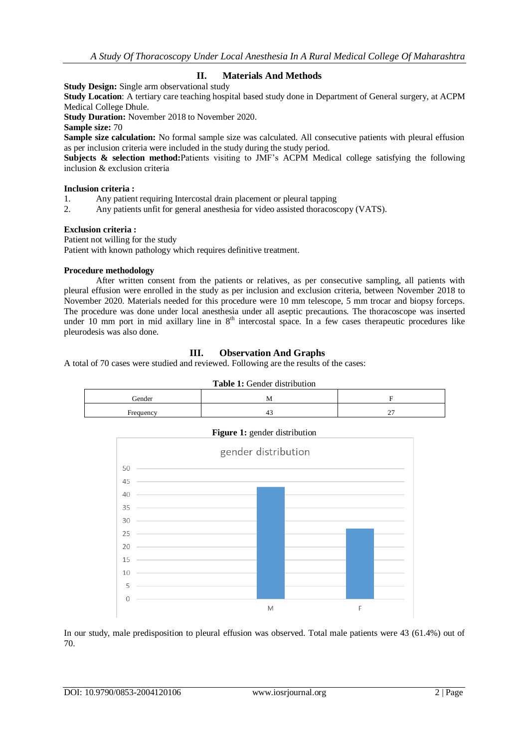## II. Materials And Methods

**Study Design:** Single arm observational study

**Study Location**: A tertiary care teaching hospital based study done in Department of General surgery, at ACPM Medical College Dhule.

**Study Duration:** November 2018 to November 2020.

**Sample size:** 70

**Sample size calculation:** No formal sample size was calculated. All consecutive patients with pleural effusion as per inclusion criteria were included in the study during the study period.

**Subjects & selection method:**Patients visiting to JMF's ACPM Medical college satisfying the following inclusion & exclusion criteria

**Inclusion criteria :**

1. Any patient requiring Intercostal drain placement or pleural tapping
2. Any patients unfit for general anesthesia for video assisted thoracoscopy (VATS).

**Exclusion criteria :**

Patient not willing for the study

Patient with known pathology which requires definitive treatment.

**Procedure methodology**

After written consent from the patients or relatives, as per consecutive sampling, all patients with pleural effusion were enrolled in the study as per inclusion and exclusion criteria, between November 2018 to November 2020. Materials needed for this procedure were 10 mm telescope, 5 mm trocar and biopsy forceps. The procedure was done under local anesthesia under all aseptic precautions. The thoracoscope was inserted under 10 mm port in mid axillary line in 8th intercostal space. In a few cases therapeutic procedures like pleurodesis was also done.

## III. Observation And Graphs

A total of 70 cases were studied and reviewed. Following are the results of the cases:

**Table 1:** Gender distribution

| Gender | M | F |
|---|---|---|
| Frequency | 43 | 27 |

**Figure 1:** gender distribution

In our study, male predisposition to pleural effusion was observed. Total male patients were 43 (61.4%) out of 70.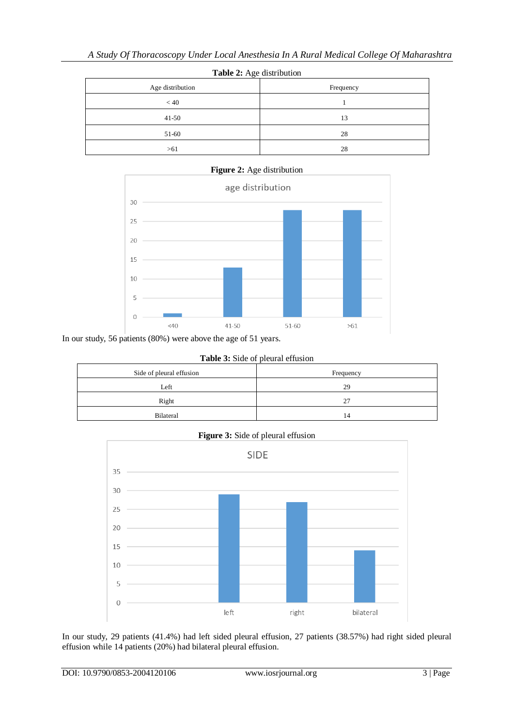**Table 2:** Age distribution

| Age distribution | Frequency |
|---|---|
| < 40 | 1 |
| 41-50 | 13 |
| 51-60 | 28 |
| >61 | 28 |

**Figure 2:** Age distribution

In our study, 56 patients (80%) were above the age of 51 years.

**Table 3:** Side of pleural effusion

| Side of pleural effusion | Frequency |
|---|---|
| Left | 29 |
| Right | 27 |
| Bilateral | 14 |

**Figure 3:** Side of pleural effusion

In our study, 29 patients (41.4%) had left sided pleural effusion, 27 patients (38.57%) had right sided pleural effusion while 14 patients (20%) had bilateral pleural effusion.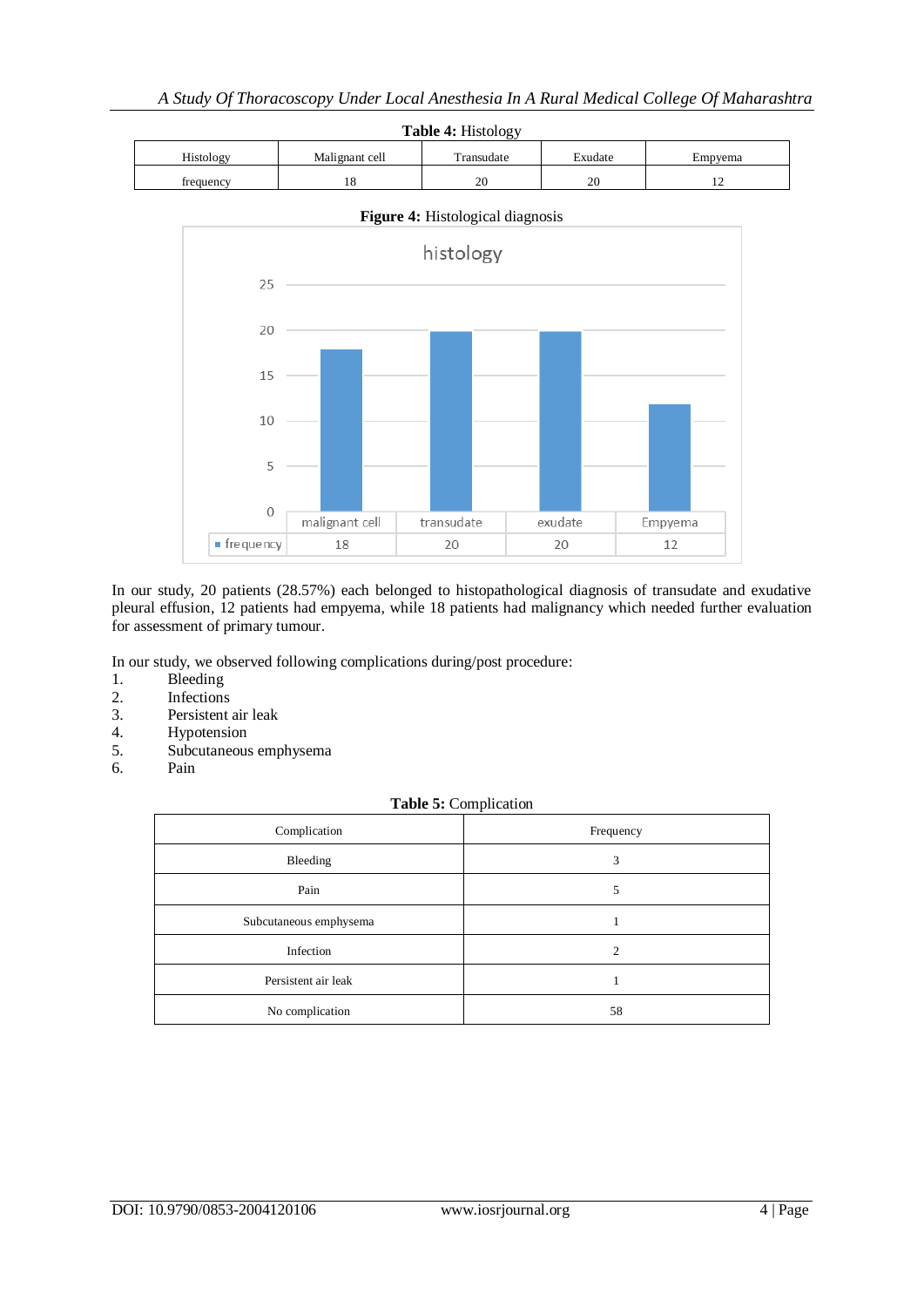**Table 4:** Histology

| Histology | Malignant cell | Transudate | Exudate | Empyema |
|---|---|---|---|---|
| frequency | 18 | 20 | 20 | 12 |

**Figure 4:** Histological diagnosis

In our study, 20 patients (28.57%) each belonged to histopathological diagnosis of transudate and exudative pleural effusion, 12 patients had empyema, while 18 patients had malignancy which needed further evaluation for assessment of primary tumour.

In our study, we observed following complications during/post procedure:

1. Bleeding
2. Infections
3. Persistent air leak
4. Hypotension
5. Subcutaneous emphysema
6. Pain

**Table 5:** Complication

| Complication | Frequency |
|---|---|
| Bleeding | 3 |
| Pain | 5 |
| Subcutaneous emphysema | 1 |
| Infection | 2 |
| Persistent air leak | 1 |
| No complication | 58 |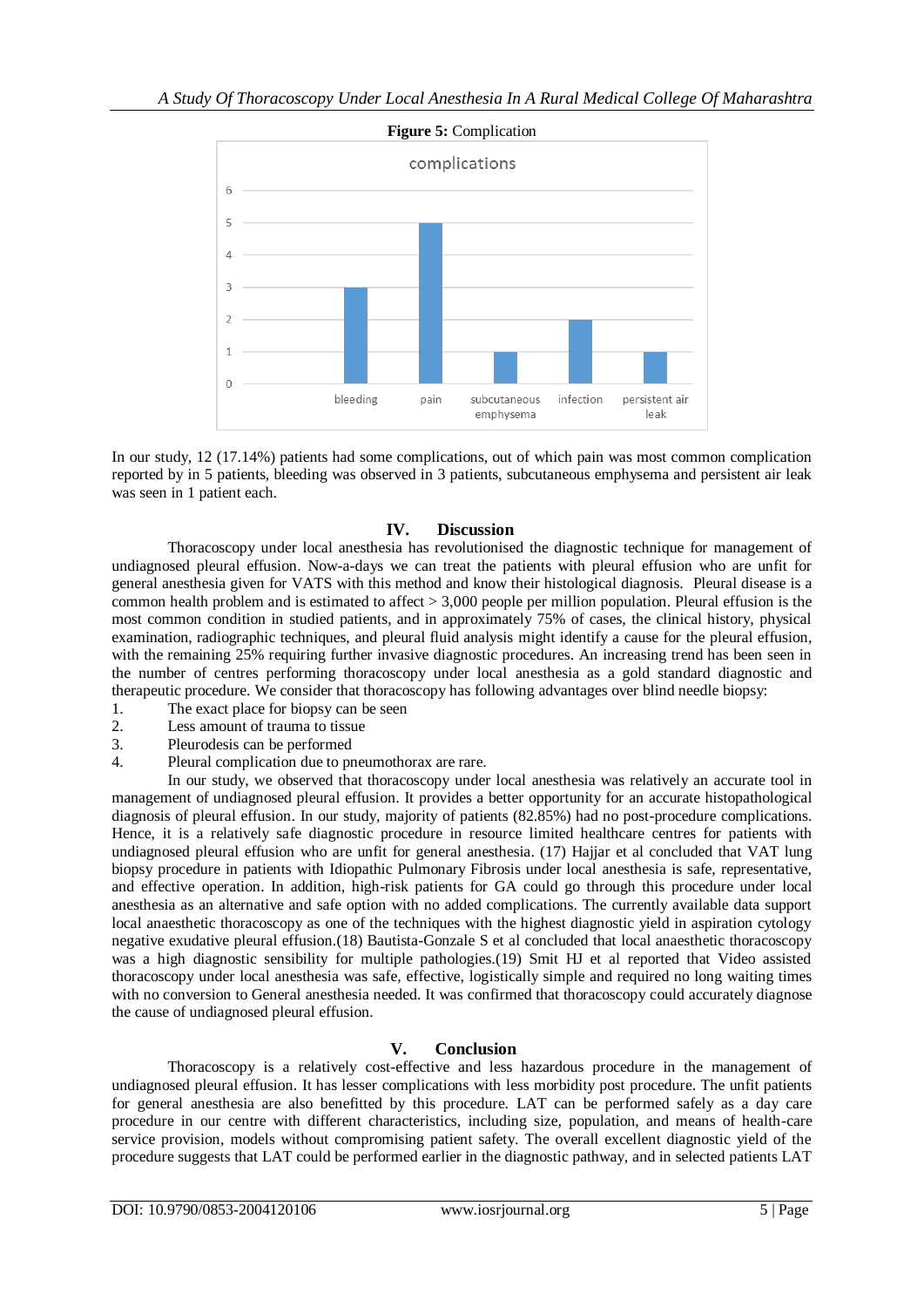**Figure 5:** Complication

In our study, 12 (17.14%) patients had some complications, out of which pain was most common complication reported by in 5 patients, bleeding was observed in 3 patients, subcutaneous emphysema and persistent air leak was seen in 1 patient each.

## IV. Discussion

Thoracoscopy under local anesthesia has revolutionised the diagnostic technique for management of undiagnosed pleural effusion. Now-a-days we can treat the patients with pleural effusion who are unfit for general anesthesia given for VATS with this method and know their histological diagnosis. Pleural disease is a common health problem and is estimated to affect > 3,000 people per million population. Pleural effusion is the most common condition in studied patients, and in approximately 75% of cases, the clinical history, physical examination, radiographic techniques, and pleural fluid analysis might identify a cause for the pleural effusion, with the remaining 25% requiring further invasive diagnostic procedures. An increasing trend has been seen in the number of centres performing thoracoscopy under local anesthesia as a gold standard diagnostic and therapeutic procedure. We consider that thoracoscopy has following advantages over blind needle biopsy:

1. The exact place for biopsy can be seen
2. Less amount of trauma to tissue
3. Pleurodesis can be performed
4. Pleural complication due to pneumothorax are rare.

In our study, we observed that thoracoscopy under local anesthesia was relatively an accurate tool in management of undiagnosed pleural effusion. It provides a better opportunity for an accurate histopathological diagnosis of pleural effusion. In our study, majority of patients (82.85%) had no post-procedure complications. Hence, it is a relatively safe diagnostic procedure in resource limited healthcare centres for patients with undiagnosed pleural effusion who are unfit for general anesthesia. (17) Hajjar et al concluded that VAT lung biopsy procedure in patients with Idiopathic Pulmonary Fibrosis under local anesthesia is safe, representative, and effective operation. In addition, high-risk patients for GA could go through this procedure under local anesthesia as an alternative and safe option with no added complications. The currently available data support local anaesthetic thoracoscopy as one of the techniques with the highest diagnostic yield in aspiration cytology negative exudative pleural effusion.(18) Bautista-Gonzale S et al concluded that local anaesthetic thoracoscopy was a high diagnostic sensibility for multiple pathologies.(19) Smit HJ et al reported that Video assisted thoracoscopy under local anesthesia was safe, effective, logistically simple and required no long waiting times with no conversion to General anesthesia needed. It was confirmed that thoracoscopy could accurately diagnose the cause of undiagnosed pleural effusion.

## V. Conclusion

Thoracoscopy is a relatively cost-effective and less hazardous procedure in the management of undiagnosed pleural effusion. It has lesser complications with less morbidity post procedure. The unfit patients for general anesthesia are also benefitted by this procedure. LAT can be performed safely as a day care procedure in our centre with different characteristics, including size, population, and means of health-care service provision, models without compromising patient safety. The overall excellent diagnostic yield of the procedure suggests that LAT could be performed earlier in the diagnostic pathway, and in selected patients LAT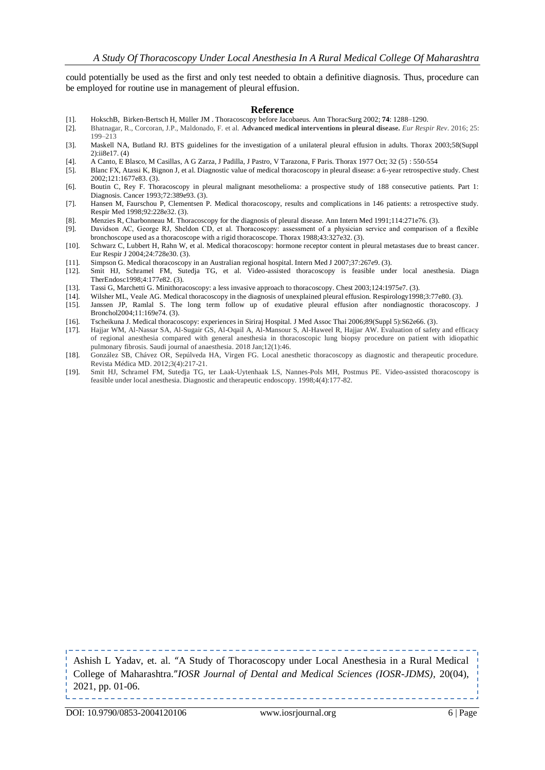could potentially be used as the first and only test needed to obtain a definitive diagnosis. Thus, procedure can be employed for routine use in management of pleural effusion.

## Reference

[1]. HokschB, Birken-Bertsch H, Müller JM . Thoracoscopy before Jacobaeus. Ann ThoracSurg 2002; **74**: 1288–1290.

[2]. Bhatnagar, R., Corcoran, J.P., Maldonado, F. et al. **Advanced medical interventions in pleural disease.** *Eur Respir Rev*. 2016; 25: 199–213

[3]. Maskell NA, Butland RJ. BTS guidelines for the investigation of a unilateral pleural effusion in adults. Thorax 2003;58(Suppl 2):ii8e17. (4)

[4]. A Canto, E Blasco, M Casillas, A G Zarza, J Padilla, J Pastro, V Tarazona, F Paris. Thorax 1977 Oct; 32 (5) : 550-554

[5]. Blanc FX, Atassi K, Bignon J, et al. Diagnostic value of medical thoracoscopy in pleural disease: a 6-year retrospective study. Chest 2002;121:1677e83. (3).

[6]. Boutin C, Rey F. Thoracoscopy in pleural malignant mesothelioma: a prospective study of 188 consecutive patients. Part 1: Diagnosis. Cancer 1993;72:389e93. (3).

[7]. Hansen M, Faurschou P, Clementsen P. Medical thoracoscopy, results and complications in 146 patients: a retrospective study. Respir Med 1998;92:228e32. (3).

[8]. Menzies R, Charbonneau M. Thoracoscopy for the diagnosis of pleural disease. Ann Intern Med 1991;114:271e76. (3).

[9]. Davidson AC, George RJ, Sheldon CD, et al. Thoracoscopy: assessment of a physician service and comparison of a flexible bronchoscope used as a thoracoscope with a rigid thoracoscope. Thorax 1988;43:327e32. (3).

[10]. Schwarz C, Lubbert H, Rahn W, et al. Medical thoracoscopy: hormone receptor content in pleural metastases due to breast cancer. Eur Respir J 2004;24:728e30. (3).

[11]. Simpson G. Medical thoracoscopy in an Australian regional hospital. Intern Med J 2007;37:267e9. (3).

[12]. Smit HJ, Schramel FM, Sutedja TG, et al. Video-assisted thoracoscopy is feasible under local anesthesia. Diagn TherEndosc1998;4:177e82. (3).

[13]. Tassi G, Marchetti G. Minithoracoscopy: a less invasive approach to thoracoscopy. Chest 2003;124:1975e7. (3).

[14]. Wilsher ML, Veale AG. Medical thoracoscopy in the diagnosis of unexplained pleural effusion. Respirology1998;3:77e80. (3).

[15]. Janssen JP, Ramlal S. The long term follow up of exudative pleural effusion after nondiagnostic thoracoscopy. J Bronchol2004;11:169e74. (3).

[16]. Tscheikuna J. Medical thoracoscopy: experiences in Siriraj Hospital. J Med Assoc Thai 2006;89(Suppl 5):S62e66. (3).

[17]. Hajjar WM, Al-Nassar SA, Al-Sugair GS, Al-Oqail A, Al-Mansour S, Al-Haweel R, Hajjar AW. Evaluation of safety and efficacy of regional anesthesia compared with general anesthesia in thoracoscopic lung biopsy procedure on patient with idiopathic pulmonary fibrosis. Saudi journal of anaesthesia. 2018 Jan;12(1):46.

[18]. González SB, Chávez OR, Sepúlveda HA, Virgen FG. Local anesthetic thoracoscopy as diagnostic and therapeutic procedure. Revista Médica MD. 2012;3(4):217-21.

[19]. Smit HJ, Schramel FM, Sutedja TG, ter Laak-Uytenhaak LS, Nannes-Pols MH, Postmus PE. Video-assisted thoracoscopy is feasible under local anesthesia. Diagnostic and therapeutic endoscopy. 1998;4(4):177-82.

Ashish L Yadav, et. al. "A Study of Thoracoscopy under Local Anesthesia in a Rural Medical College of Maharashtra."*IOSR Journal of Dental and Medical Sciences (IOSR-JDMS)*, 20(04), 2021, pp. 01-06.